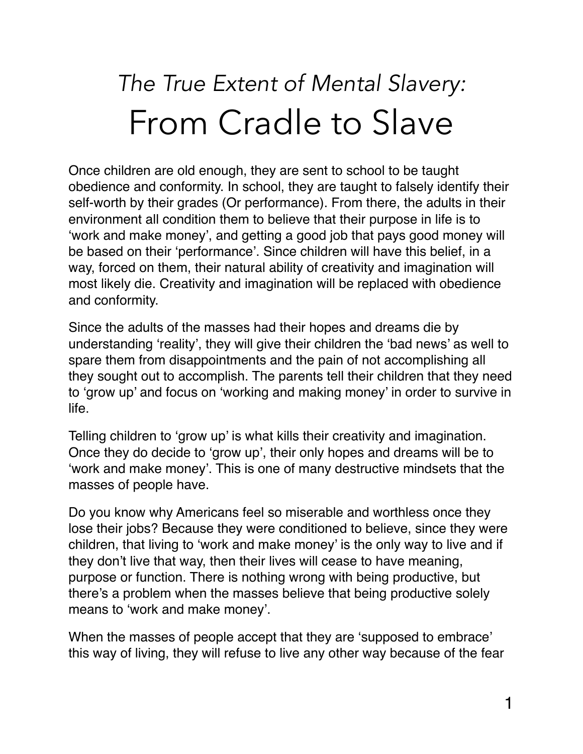# *The True Extent of Mental Slavery:* From Cradle to Slave

Once children are old enough, they are sent to school to be taught obedience and conformity. In school, they are taught to falsely identify their self-worth by their grades (Or performance). From there, the adults in their environment all condition them to believe that their purpose in life is to 'work and make money', and getting a good job that pays good money will be based on their 'performance'. Since children will have this belief, in a way, forced on them, their natural ability of creativity and imagination will most likely die. Creativity and imagination will be replaced with obedience and conformity.

Since the adults of the masses had their hopes and dreams die by understanding 'reality', they will give their children the 'bad news' as well to spare them from disappointments and the pain of not accomplishing all they sought out to accomplish. The parents tell their children that they need to 'grow up' and focus on 'working and making money' in order to survive in life.

Telling children to 'grow up' is what kills their creativity and imagination. Once they do decide to 'grow up', their only hopes and dreams will be to 'work and make money'. This is one of many destructive mindsets that the masses of people have.

Do you know why Americans feel so miserable and worthless once they lose their jobs? Because they were conditioned to believe, since they were children, that living to 'work and make money' is the only way to live and if they don't live that way, then their lives will cease to have meaning, purpose or function. There is nothing wrong with being productive, but there's a problem when the masses believe that being productive solely means to 'work and make money'.

When the masses of people accept that they are 'supposed to embrace' this way of living, they will refuse to live any other way because of the fear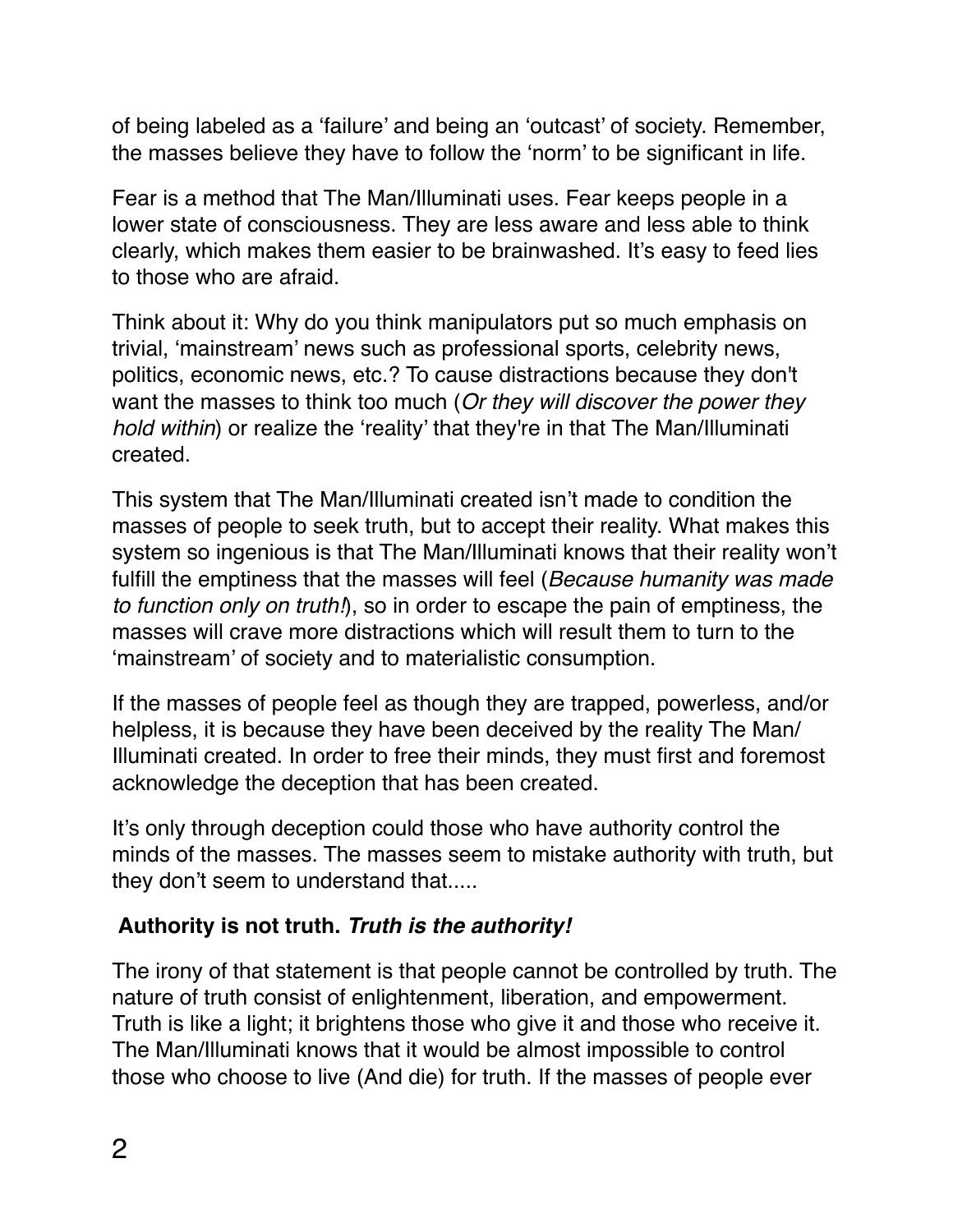of being labeled as a 'failure' and being an 'outcast' of society. Remember, the masses believe they have to follow the 'norm' to be significant in life.

Fear is a method that The Man/Illuminati uses. Fear keeps people in a lower state of consciousness. They are less aware and less able to think clearly, which makes them easier to be brainwashed. It's easy to feed lies to those who are afraid.

Think about it: Why do you think manipulators put so much emphasis on trivial, 'mainstream' news such as professional sports, celebrity news, politics, economic news, etc.? To cause distractions because they don't want the masses to think too much (*Or they will discover the power they hold within*) or realize the 'reality' that they're in that The Man/Illuminati created.

This system that The Man/Illuminati created isn't made to condition the masses of people to seek truth, but to accept their reality. What makes this system so ingenious is that The Man/Illuminati knows that their reality won't fulfill the emptiness that the masses will feel (*Because humanity was made to function only on truth!*), so in order to escape the pain of emptiness, the masses will crave more distractions which will result them to turn to the 'mainstream' of society and to materialistic consumption.

If the masses of people feel as though they are trapped, powerless, and/or helpless, it is because they have been deceived by the reality The Man/Illuminati created. In order to free their minds, they must first and foremost acknowledge the deception that has been created.

It's only through deception could those who have authority control the minds of the masses. The masses seem to mistake authority with truth, but they don't seem to understand that.....

**Authority is not truth. *Truth is the authority!***

The irony of that statement is that people cannot be controlled by truth. The nature of truth consist of enlightenment, liberation, and empowerment. Truth is like a light; it brightens those who give it and those who receive it. The Man/Illuminati knows that it would be almost impossible to control those who choose to live (And die) for truth. If the masses of people ever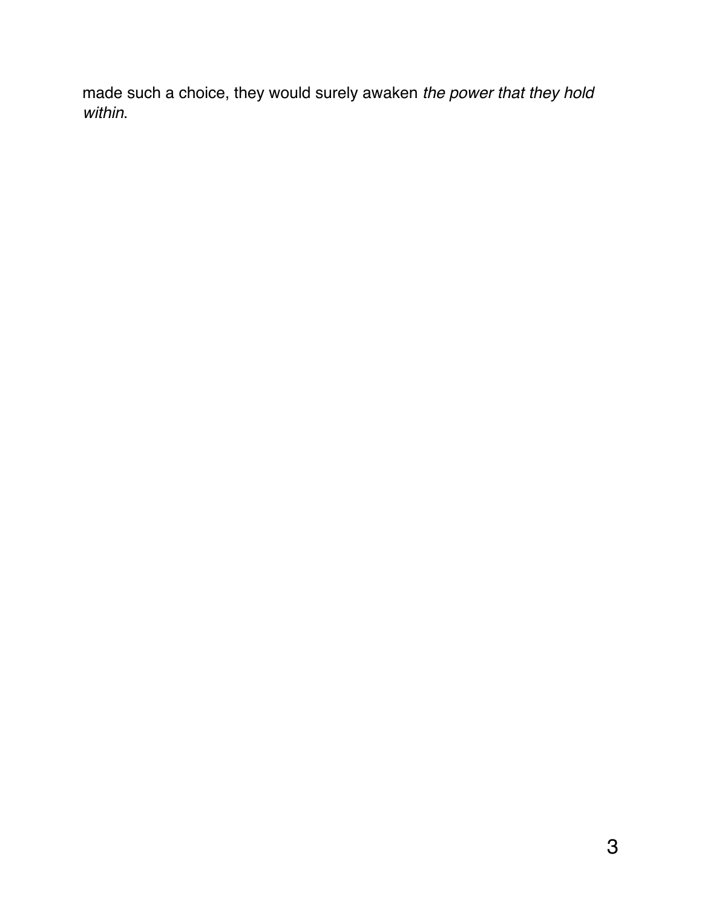made such a choice, they would surely awaken *the power that they hold within*.